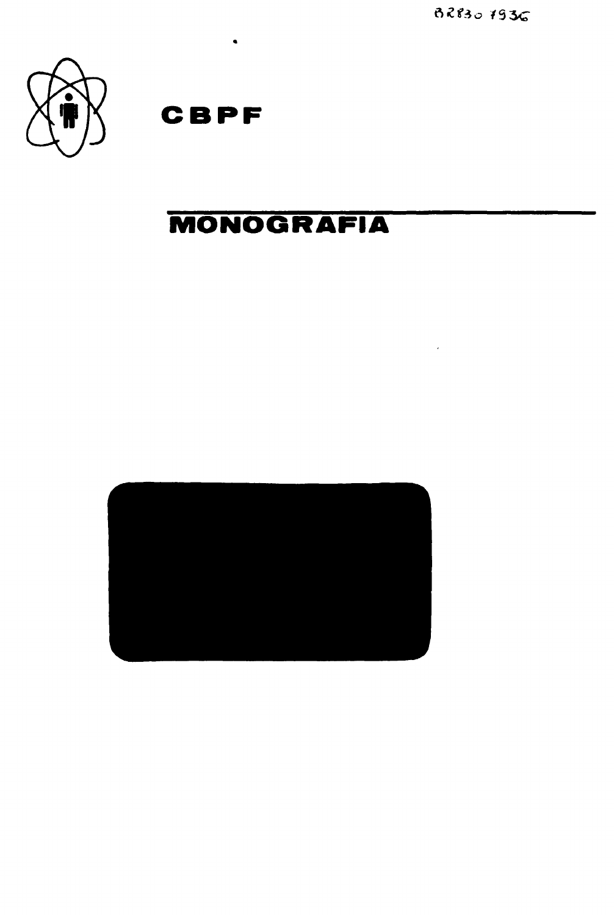BR830 1936

# CBPF

## MONOGRAFIA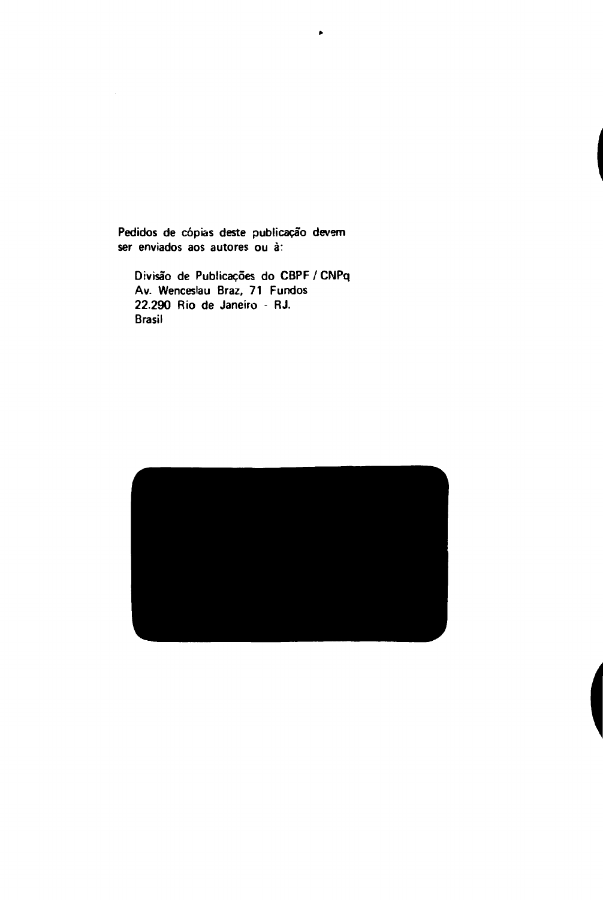Pedidos de cópias deste publicação devem ser enviados aos autores ou à:

Divisão de Publicações do CBPF / CNPq
Av. Wenceslau Braz, 71 Fundos
22.290 Rio de Janeiro - RJ.
Brasil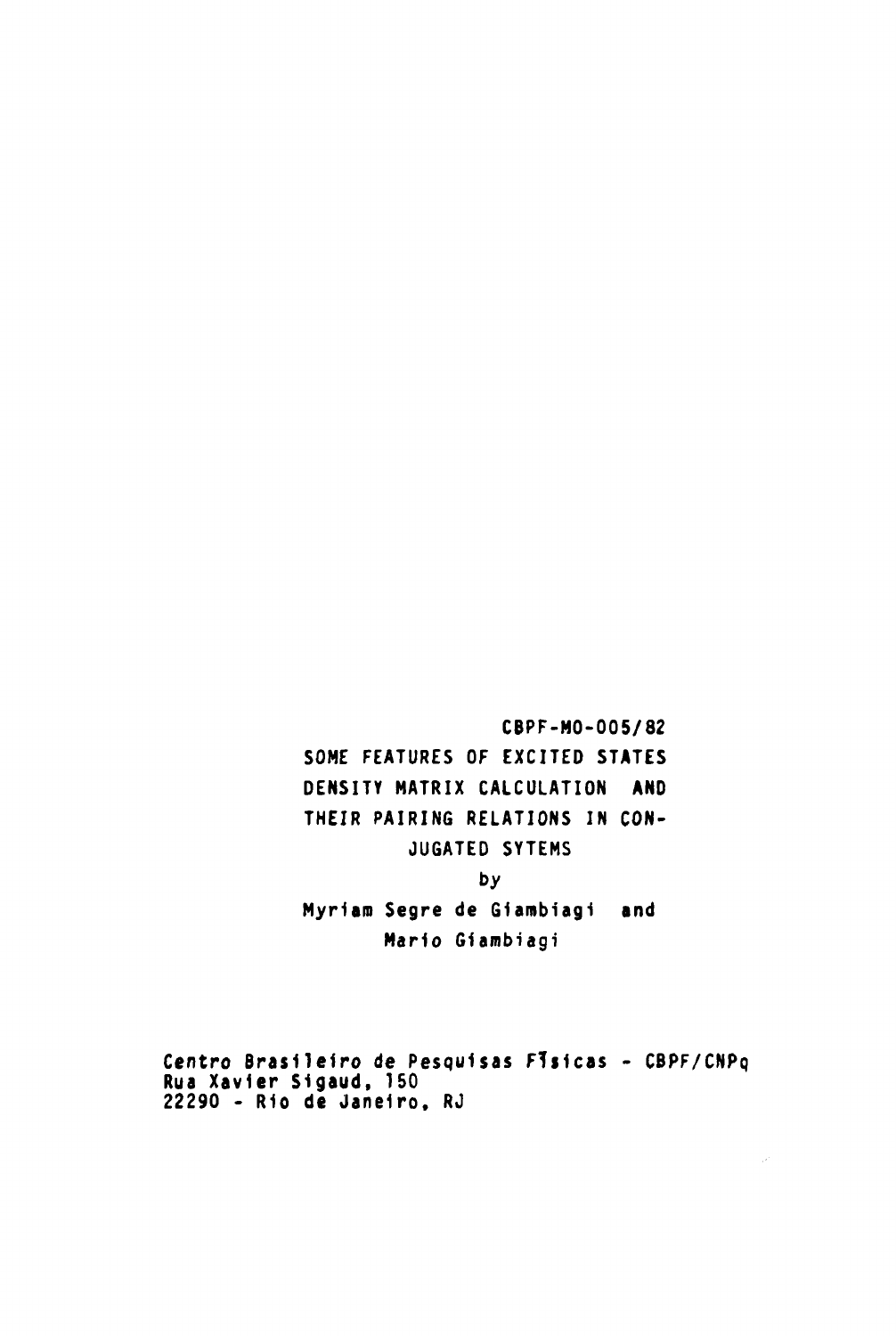CBPF-MO-005/82

# SOME FEATURES OF EXCITED STATES DENSITY MATRIX CALCULATION AND THEIR PAIRING RELATIONS IN CONJUGATED SYTEMS

by

Myriam Segre de Giambiagi and Mario Giambiagi

Centro Brasileiro de Pesquisas Físicas - CBPF/CNPq
Rua Xavier Sigaud, 150
22290 - Rio de Janeiro, RJ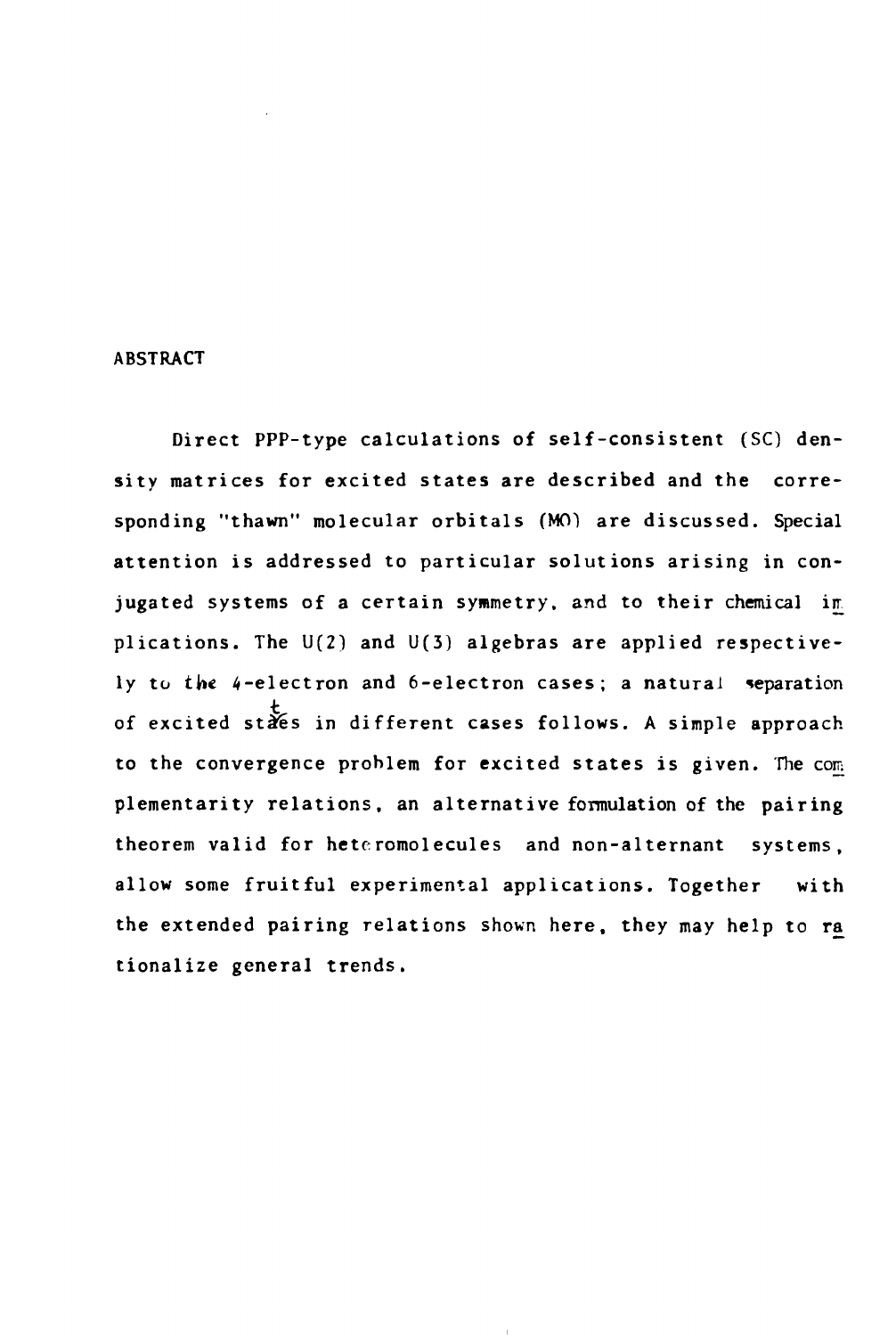## ABSTRACT

Direct PPP-type calculations of self-consistent (SC) density matrices for excited states are described and the corresponding "thawn" molecular orbitals (MO) are discussed. Special attention is addressed to particular solutions arising in conjugated systems of a certain symmetry, and to their chemical implications. The U(2) and U(3) algebras are applied respectively to the 4-electron and 6-electron cases; a natural separation of excited states in different cases follows. A simple approach to the convergence problem for excited states is given. The complementarity relations, an alternative formulation of the pairing theorem valid for heteromolecules and non-alternant systems, allow some fruitful experimental applications. Together with the extended pairing relations shown here, they may help to rationalize general trends.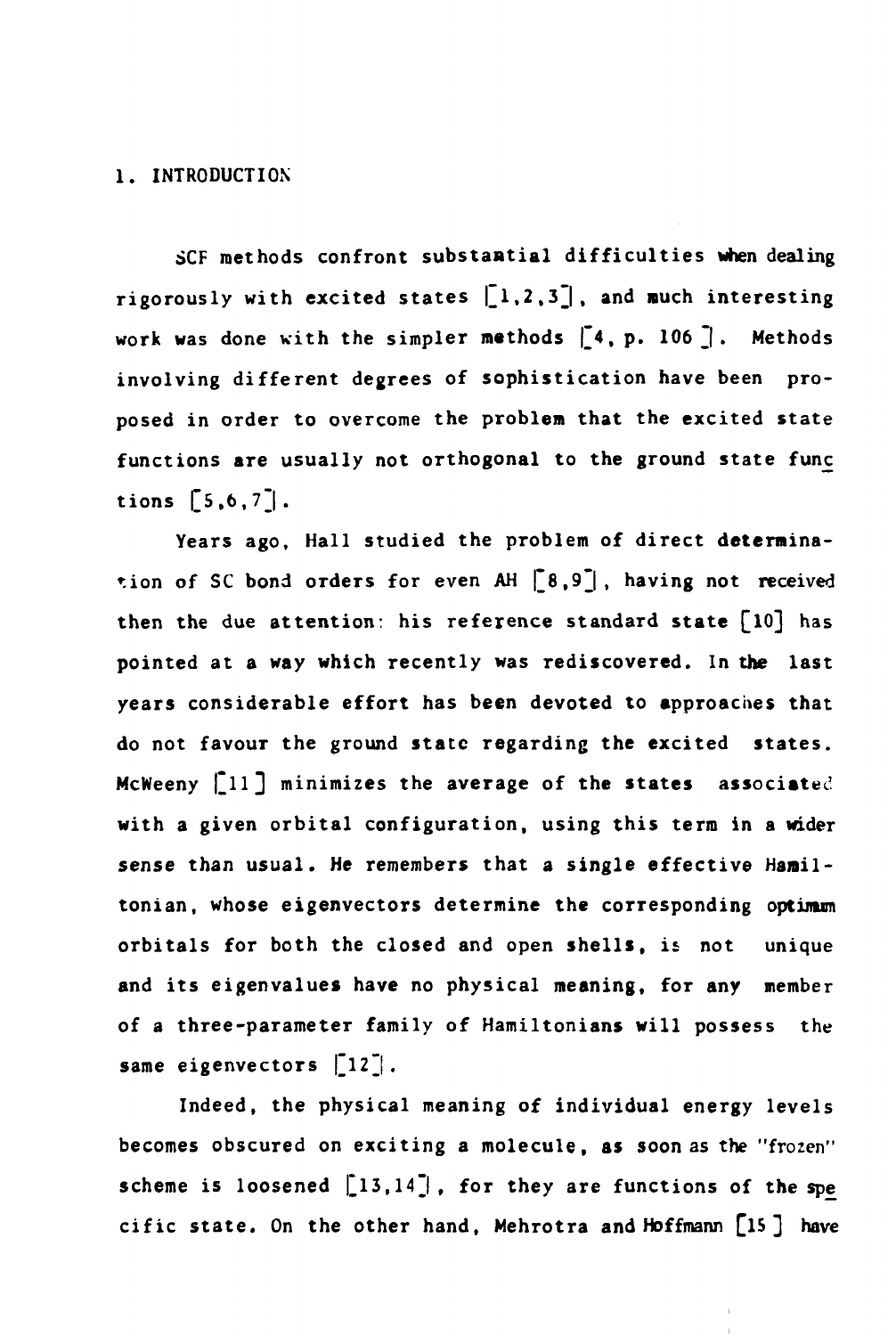## 1. INTRODUCTION

SCF methods confront substantial difficulties when dealing rigorously with excited states [1,2,3], and much interesting work was done with the simpler methods [4, p. 106]. Methods involving different degrees of sophistication have been proposed in order to overcome the problem that the excited state functions are usually not orthogonal to the ground state functions [5,6,7].

Years ago, Hall studied the problem of direct determination of SC bond orders for even AH [8,9], having not received then the due attention: his reference standard state [10] has pointed at a way which recently was rediscovered. In the last years considerable effort has been devoted to approaches that do not favour the ground state regarding the excited states. McWeeny [11] minimizes the average of the states associated with a given orbital configuration, using this term in a wider sense than usual. He remembers that a single effective Hamiltonian, whose eigenvectors determine the corresponding optimum orbitals for both the closed and open shells, is not unique and its eigenvalues have no physical meaning, for any member of a three-parameter family of Hamiltonians will possess the same eigenvectors [12].

Indeed, the physical meaning of individual energy levels becomes obscured on exciting a molecule, as soon as the "frozen" scheme is loosened [13,14], for they are functions of the specific state. On the other hand, Mehrotra and Hoffmann [15] have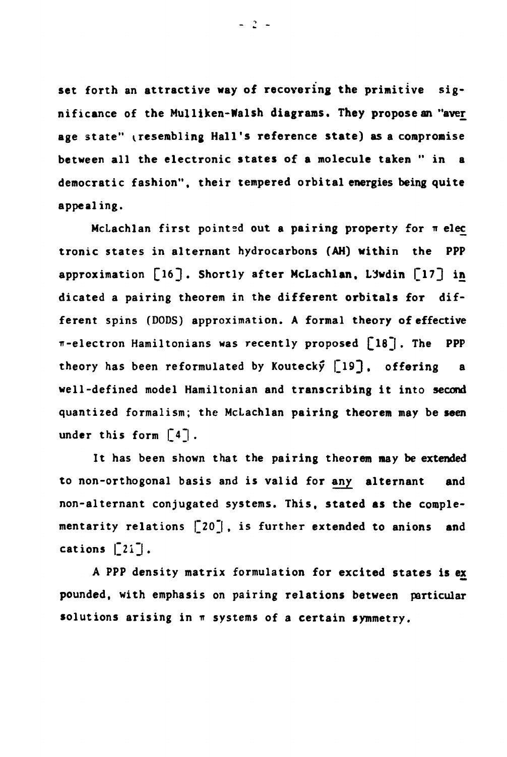set forth an attractive way of recovering the primitive significance of the Mulliken-Walsh diagrams. They propose an "average state" (resembling Hall's reference state) as a compromise between all the electronic states of a molecule taken " in a democratic fashion", their tempered orbital energies being quite appealing.

McLachlan first pointed out a pairing property for $\pi$ electronic states in alternant hydrocarbons (AH) within the PPP approximation [16]. Shortly after McLachlan, Löwdin [17] indicated a pairing theorem in the different orbitals for different spins (DODS) approximation. A formal theory of effective $\pi$-electron Hamiltonians was recently proposed [18]. The PPP theory has been reformulated by Koutecký [19], offering a well-defined model Hamiltonian and transcribing it into second quantized formalism; the McLachlan pairing theorem may be seen under this form [4].

It has been shown that the pairing theorem may be extended to non-orthogonal basis and is valid for <u>any</u> alternant and non-alternant conjugated systems. This, stated as the complementarity relations [20], is further extended to anions and cations [21].

A PPP density matrix formulation for excited states is expounded, with emphasis on pairing relations between particular solutions arising in $\pi$ systems of a certain symmetry.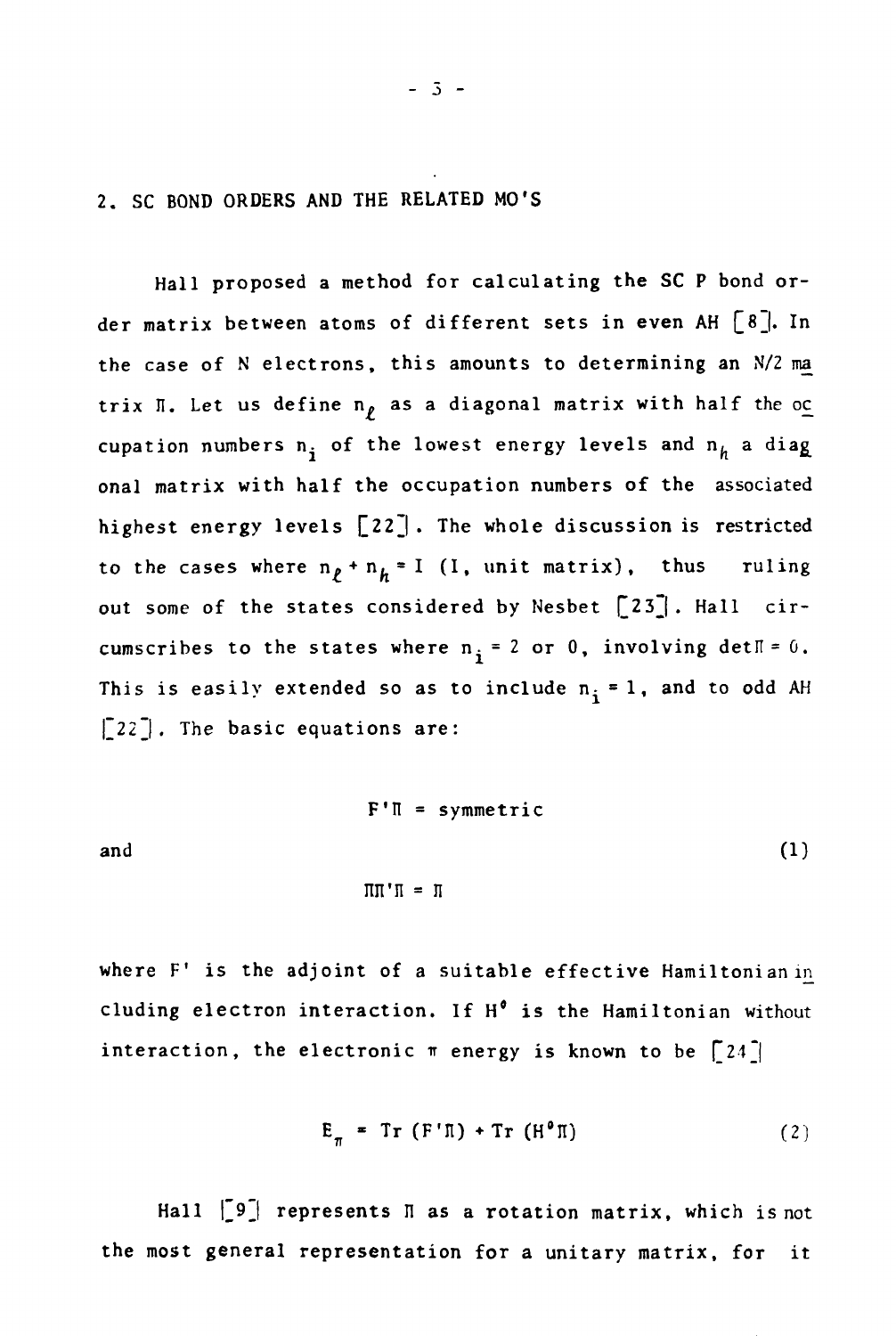## 2. SC BOND ORDERS AND THE RELATED MO'S

Hall proposed a method for calculating the SC P bond order matrix between atoms of different sets in even AH [8]. In the case of N electrons, this amounts to determining an N/2 matrix $\Pi$. Let us define $n_\ell$ as a diagonal matrix with half the occupation numbers $n_i$ of the lowest energy levels and $n_h$ a diagonal matrix with half the occupation numbers of the associated highest energy levels [22]. The whole discussion is restricted to the cases where $n_\ell + n_h = I$ (I, unit matrix), thus ruling out some of the states considered by Nesbet [23]. Hall circumscribes to the states where $n_i = 2$ or 0, involving $\det\Pi = 0$. This is easily extended so as to include $n_i = 1$, and to odd AH [22]. The basic equations are:

$$F'\Pi = \text{symmetric}$$

and $\hfill (1)$

$$\Pi\Pi'\Pi = \Pi$$

where F' is the adjoint of a suitable effective Hamiltonian including electron interaction. If $H^\circ$ is the Hamiltonian without interaction, the electronic $\pi$ energy is known to be [24]

$$E_\pi = \mathrm{Tr}\,(F'\Pi) + \mathrm{Tr}\,(H^\circ\Pi) \tag{2}$$

Hall [9] represents $\Pi$ as a rotation matrix, which is not the most general representation for a unitary matrix, for it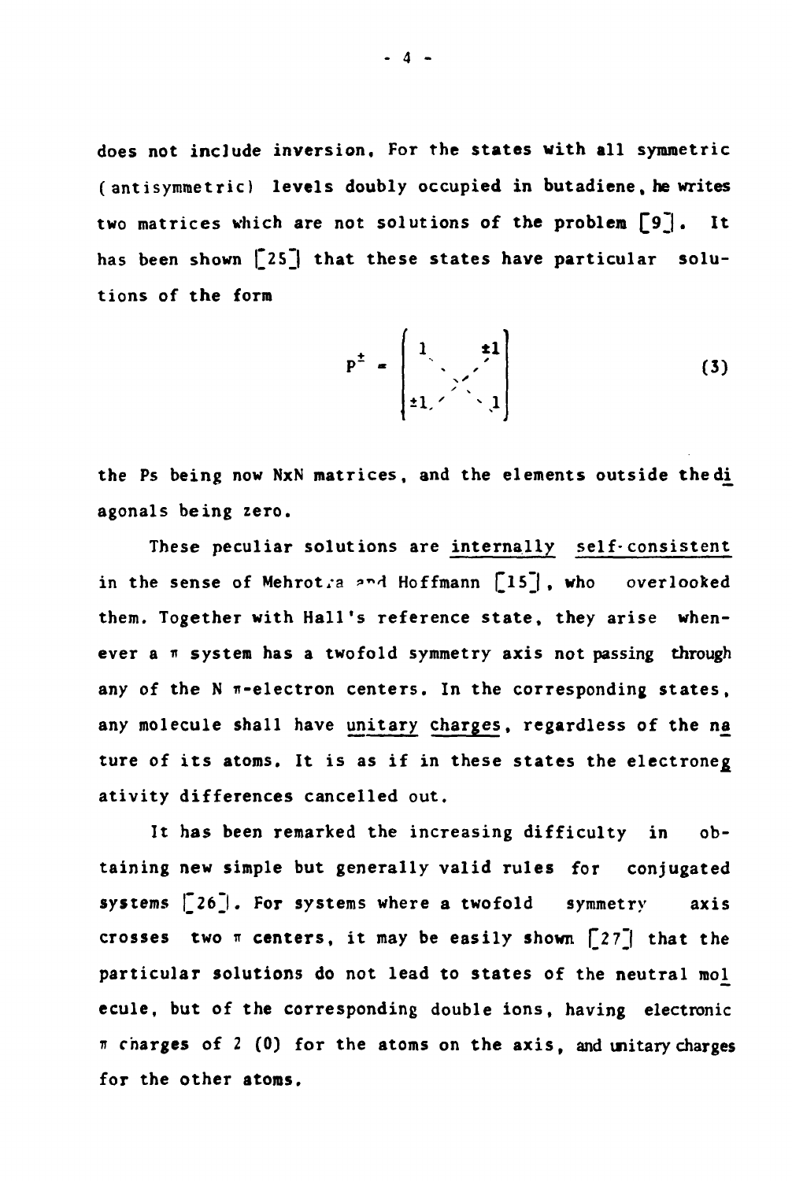does not include inversion. For the states with all symmetric (antisymmetric) levels doubly occupied in butadiene, he writes two matrices which are not solutions of the problem [9]. It has been shown [25] that these states have particular solutions of the form

$$P^{\pm} = \begin{pmatrix} 1 & & \pm 1 \\ & \ddots \; \iddots & \\ & \iddots \; \ddots & \\ \pm 1 & & 1 \end{pmatrix} \tag{3}$$

the Ps being now NxN matrices, and the elements outside the diagonals being zero.

These peculiar solutions are <u>internally self-consistent</u> in the sense of Mehrotra and Hoffmann [15], who overlooked them. Together with Hall's reference state, they arise whenever a $\pi$ system has a twofold symmetry axis not passing through any of the N $\pi$-electron centers. In the corresponding states, any molecule shall have <u>unitary charges</u>, regardless of the nature of its atoms. It is as if in these states the electronegativity differences cancelled out.

It has been remarked the increasing difficulty in obtaining new simple but generally valid rules for conjugated systems [26]. For systems where a twofold symmetry axis crosses two $\pi$ centers, it may be easily shown [27] that the particular solutions do not lead to states of the neutral molecule, but of the corresponding double ions, having electronic $\pi$ charges of 2 (0) for the atoms on the axis, and unitary charges for the other atoms.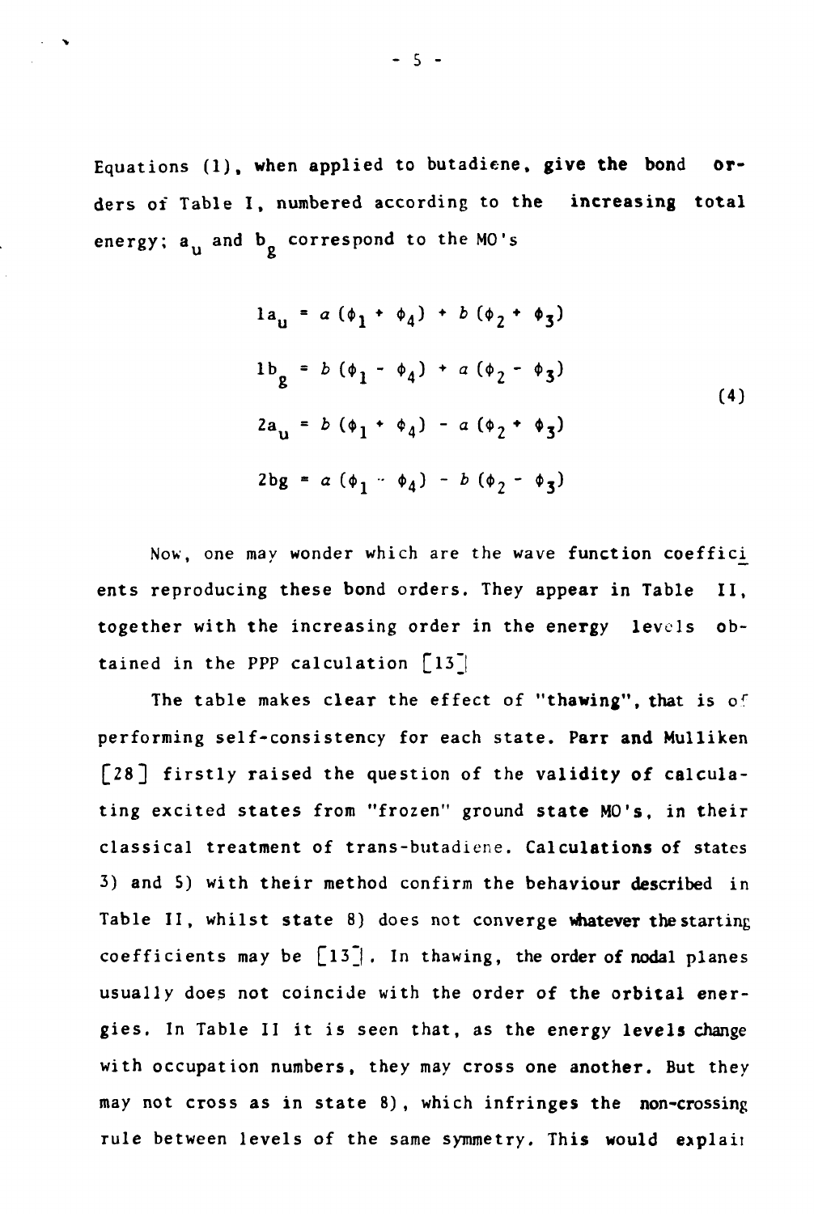Equations (1), when applied to butadiene, give the bond orders of Table I, numbered according to the increasing total energy; $a_u$ and $b_g$ correspond to the MO's

$$
\begin{aligned}
1a_u &= a\,(\phi_1 + \phi_4) + b\,(\phi_2 + \phi_3) \\
1b_g &= b\,(\phi_1 - \phi_4) + a\,(\phi_2 - \phi_3) \\
2a_u &= b\,(\phi_1 + \phi_4) - a\,(\phi_2 + \phi_3) \\
2bg &= a\,(\phi_1 - \phi_4) - b\,(\phi_2 - \phi_3)
\end{aligned}
\tag{4}
$$

Now, one may wonder which are the wave function coefficients reproducing these bond orders. They appear in Table II, together with the increasing order in the energy levels obtained in the PPP calculation [13]

The table makes clear the effect of "thawing", that is of performing self-consistency for each state. Parr and Mulliken [28] firstly raised the question of the validity of calculating excited states from "frozen" ground state MO's, in their classical treatment of trans-butadiene. Calculations of states 3) and 5) with their method confirm the behaviour described in Table II, whilst state 8) does not converge whatever the starting coefficients may be [13]. In thawing, the order of nodal planes usually does not coincide with the order of the orbital energies. In Table II it is seen that, as the energy levels change with occupation numbers, they may cross one another. But they may not cross as in state 8), which infringes the non-crossing rule between levels of the same symmetry. This would explai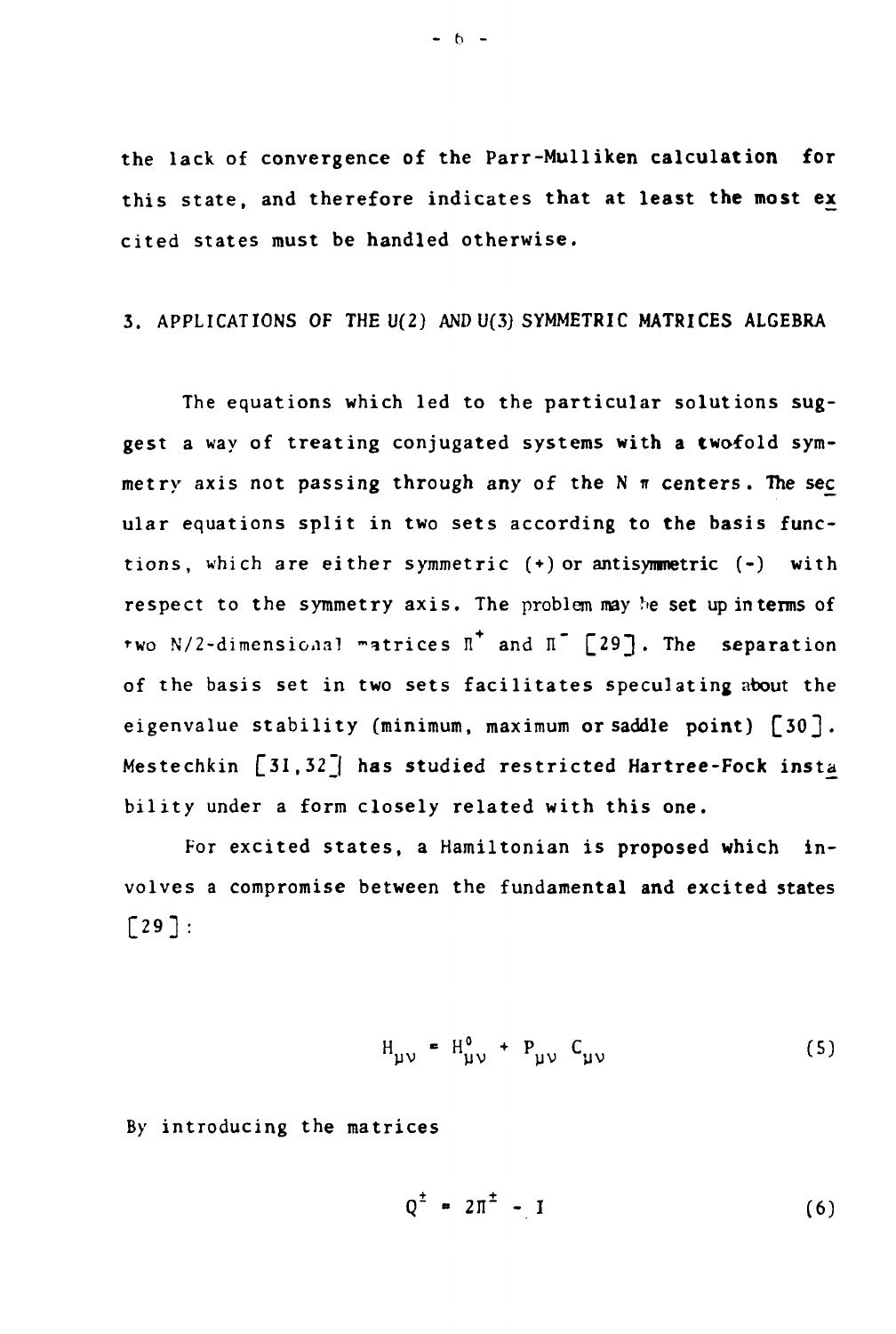the lack of convergence of the Parr-Mulliken calculation for this state, and therefore indicates that at least the most excited states must be handled otherwise.

## 3. APPLICATIONS OF THE U(2) AND U(3) SYMMETRIC MATRICES ALGEBRA

The equations which led to the particular solutions suggest a way of treating conjugated systems with a twofold symmetry axis not passing through any of the N $\pi$ centers. The secular equations split in two sets according to the basis functions, which are either symmetric (+) or antisymmetric (-) with respect to the symmetry axis. The problem may be set up in terms of two N/2-dimensional matrices $\Pi^+$ and $\Pi^-$ [29]. The separation of the basis set in two sets facilitates speculating about the eigenvalue stability (minimum, maximum or saddle point) [30]. Mestechkin [31,32] has studied restricted Hartree-Fock instability under a form closely related with this one.

For excited states, a Hamiltonian is proposed which involves a compromise between the fundamental and excited states [29]:

$$H_{\mu\nu} = H^0_{\mu\nu} + P_{\mu\nu} C_{\mu\nu} \tag{5}$$

By introducing the matrices

$$Q^{\pm} = 2\Pi^{\pm} - I \tag{6}$$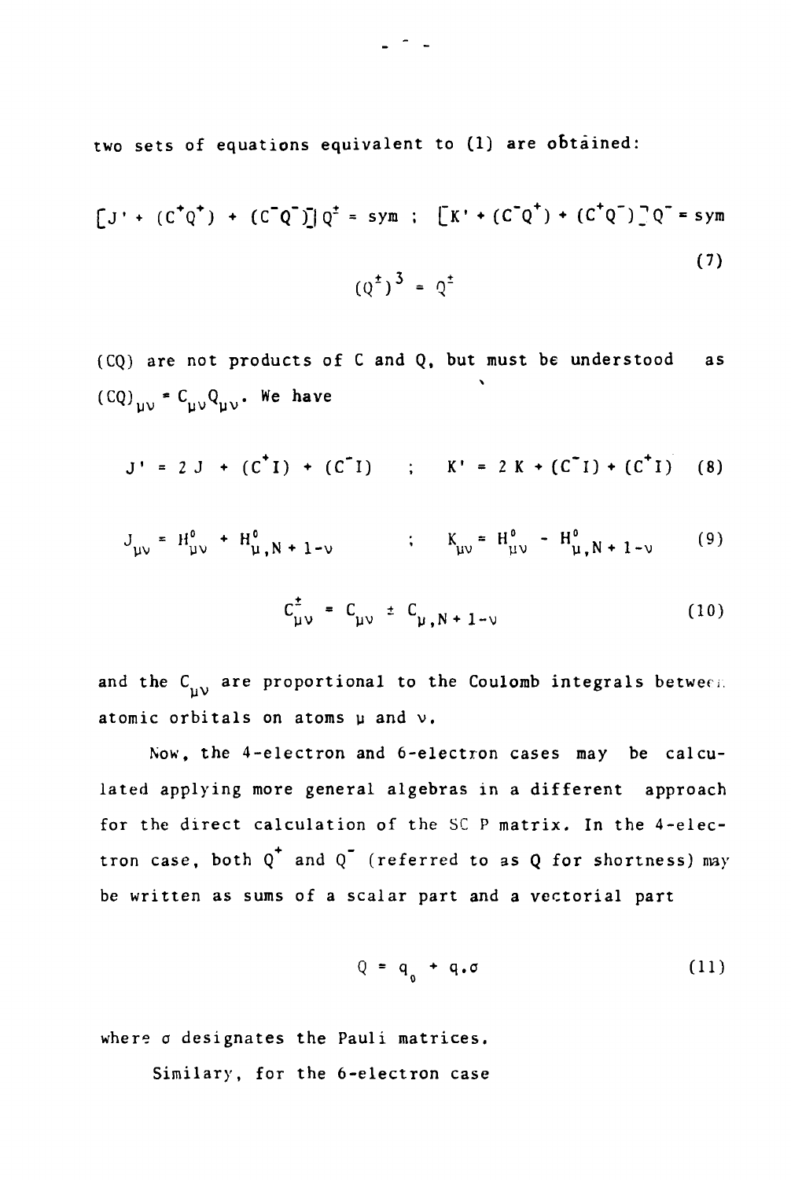two sets of equations equivalent to (1) are obtained:

$$[J' + (C^+Q^+) + (C^-Q^-)]\,Q^\pm = \text{sym} \; ; \; [K' + (C^-Q^+) + (C^+Q^-)]\,Q^- = \text{sym}$$

$$(Q^\pm)^3 = Q^\pm \tag{7}$$

(CQ) are not products of C and Q, but must be understood as $(CQ)_{\mu\nu} = C_{\mu\nu}Q_{\mu\nu}$. We have

$$J' = 2\,J + (C^+I) + (C^-I) \quad ; \quad K' = 2\,K + (C^-I) + (C^+I) \tag{8}$$

$$J_{\mu\nu} = H^0_{\mu\nu} + H^0_{\mu,N+1-\nu} \quad ; \quad K_{\mu\nu} = H^0_{\mu\nu} - H^0_{\mu,N+1-\nu} \tag{9}$$

$$C^\pm_{\mu\nu} = C_{\mu\nu} \pm C_{\mu,N+1-\nu} \tag{10}$$

and the $C_{\mu\nu}$ are proportional to the Coulomb integrals between atomic orbitals on atoms $\mu$ and $\nu$.

Now, the 4-electron and 6-electron cases may be calculated applying more general algebras in a different approach for the direct calculation of the SC P matrix. In the 4-electron case, both $Q^+$ and $Q^-$ (referred to as Q for shortness) may be written as sums of a scalar part and a vectorial part

$$Q = q_0 + q.\sigma \tag{11}$$

where $\sigma$ designates the Pauli matrices.

Similary, for the 6-electron case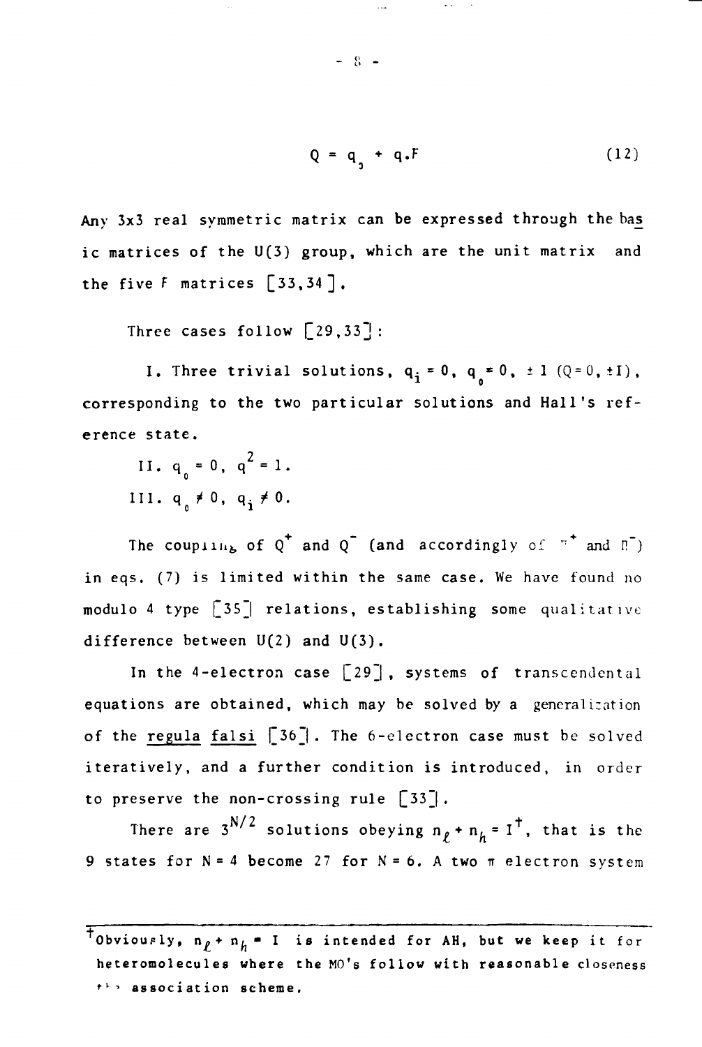$$Q = q_0 + q.F \tag{12}$$

Any 3x3 real symmetric matrix can be expressed through the basic matrices of the U(3) group, which are the unit matrix and the five F matrices [33,34].

Three cases follow [29,33]:

I. Three trivial solutions, $q_i = 0$, $q_0 = 0, \pm 1$ ($Q = 0, \pm I$), corresponding to the two particular solutions and Hall's reference state.

II. $q_0 = 0$, $q^2 = 1$.

III. $q_0 \neq 0$, $q_i \neq 0$.

The coupling of $Q^+$ and $Q^-$ (and accordingly of $\Pi^+$ and $\Pi^-$) in eqs. (7) is limited within the same case. We have found no modulo 4 type [35] relations, establishing some qualitative difference between U(2) and U(3).

In the 4-electron case [29], systems of transcendental equations are obtained, which may be solved by a generalization of the regula falsi [36]. The 6-electron case must be solved iteratively, and a further condition is introduced, in order to preserve the non-crossing rule [33].

There are $3^{N/2}$ solutions obeying $n_\ell + n_h = I$†, that is the 9 states for $N = 4$ become 27 for $N = 6$. A two $\pi$ electron system

---

†Obviously, $n_\ell + n_h = I$ is intended for AH, but we keep it for heteromolecules where the MO's follow with reasonable closeness the association scheme.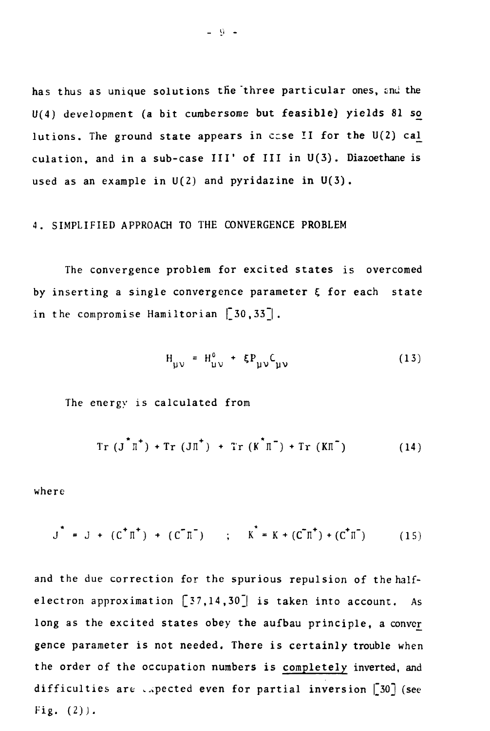has thus as unique solutions the three particular ones, and the U(4) development (a bit cumbersome but feasible) yields 81 solutions. The ground state appears in case II for the U(2) calculation, and in a sub-case III' of III in U(3). Diazoethane is used as an example in U(2) and pyridazine in U(3).

## 4. SIMPLIFIED APPROACH TO THE CONVERGENCE PROBLEM

The convergence problem for excited states is overcomed by inserting a single convergence parameter $\xi$ for each state in the compromise Hamiltonian [30,33].

$$H_{\mu\nu} = H^0_{\mu\nu} + \xi P_{\mu\nu} C_{\mu\nu} \tag{13}$$

The energy is calculated from

$$\mathrm{Tr}\,(J^* \Pi^+) + \mathrm{Tr}\,(J\Pi^+) + \mathrm{Tr}\,(K^* \Pi^-) + \mathrm{Tr}\,(K\Pi^-) \tag{14}$$

where

$$J^* = J + (C^+\Pi^+) + (C^-\Pi^-) \quad ; \quad K^* = K + (C^-\Pi^+) + (C^+\Pi^-) \tag{15}$$

and the due correction for the spurious repulsion of the half-electron approximation [37,14,30] is taken into account. As long as the excited states obey the aufbau principle, a convergence parameter is not needed. There is certainly trouble when the order of the occupation numbers is <u>completely</u> inverted, and difficulties are expected even for partial inversion [30] (see Fig. (2)).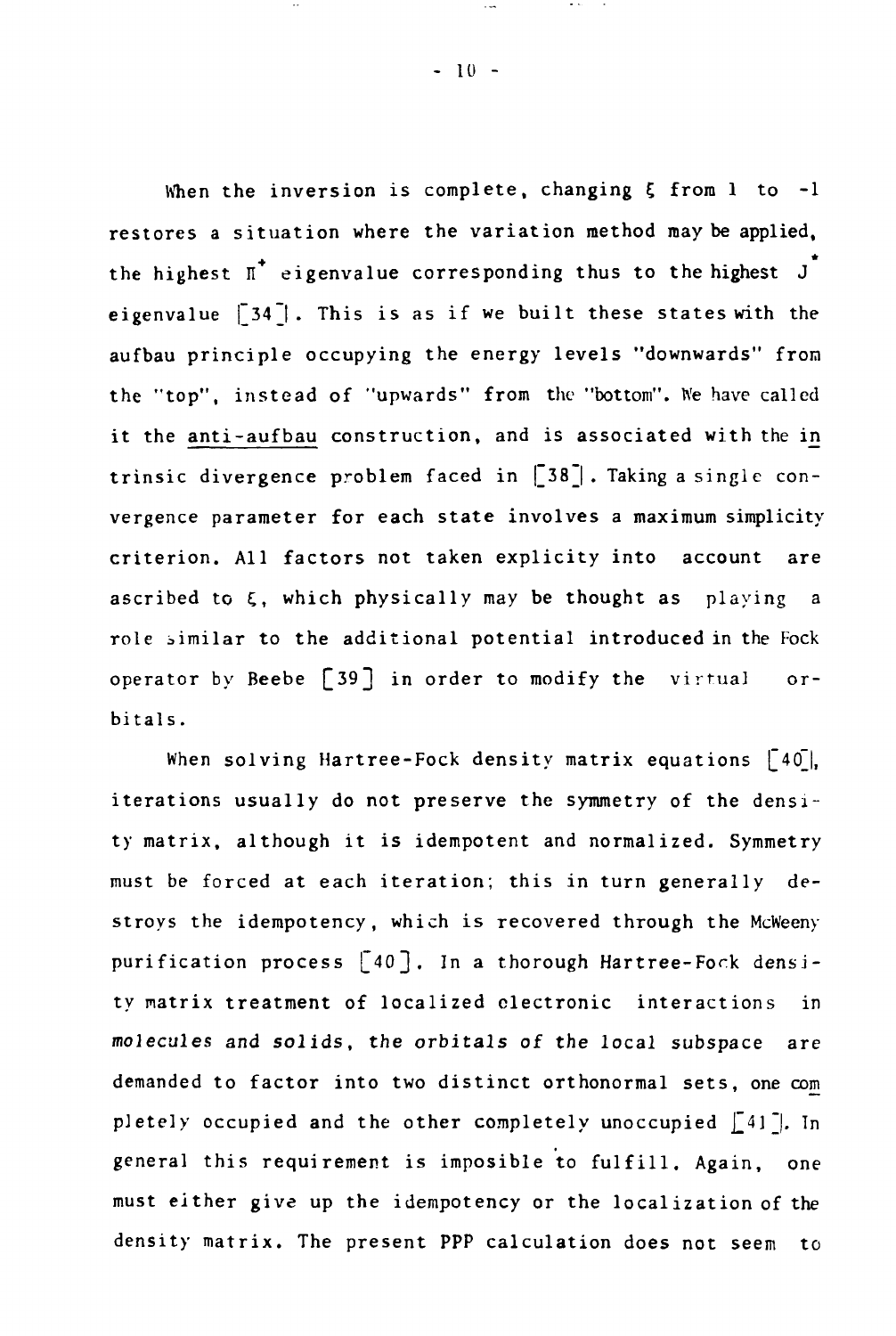When the inversion is complete, changing $\xi$ from 1 to -1 restores a situation where the variation method may be applied, the highest $\Pi^*$ eigenvalue corresponding thus to the highest $J^*$ eigenvalue [34]. This is as if we built these states with the aufbau principle occupying the energy levels "downwards" from the "top", instead of "upwards" from the "bottom". We have called it the anti-aufbau construction, and is associated with the intrinsic divergence problem faced in [38]. Taking a single convergence parameter for each state involves a maximum simplicity criterion. All factors not taken explicity into account are ascribed to $\xi$, which physically may be thought as playing a role similar to the additional potential introduced in the Fock operator by Beebe [39] in order to modify the virtual orbitals.

When solving Hartree-Fock density matrix equations [40], iterations usually do not preserve the symmetry of the density matrix, although it is idempotent and normalized. Symmetry must be forced at each iteration; this in turn generally destroys the idempotency, which is recovered through the McWeeny purification process [40]. In a thorough Hartree-Fock density matrix treatment of localized electronic interactions in molecules and solids, the orbitals of the local subspace are demanded to factor into two distinct orthonormal sets, one completely occupied and the other completely unoccupied [41]. In general this requirement is imposible to fulfill. Again, one must either give up the idempotency or the localization of the density matrix. The present PPP calculation does not seem to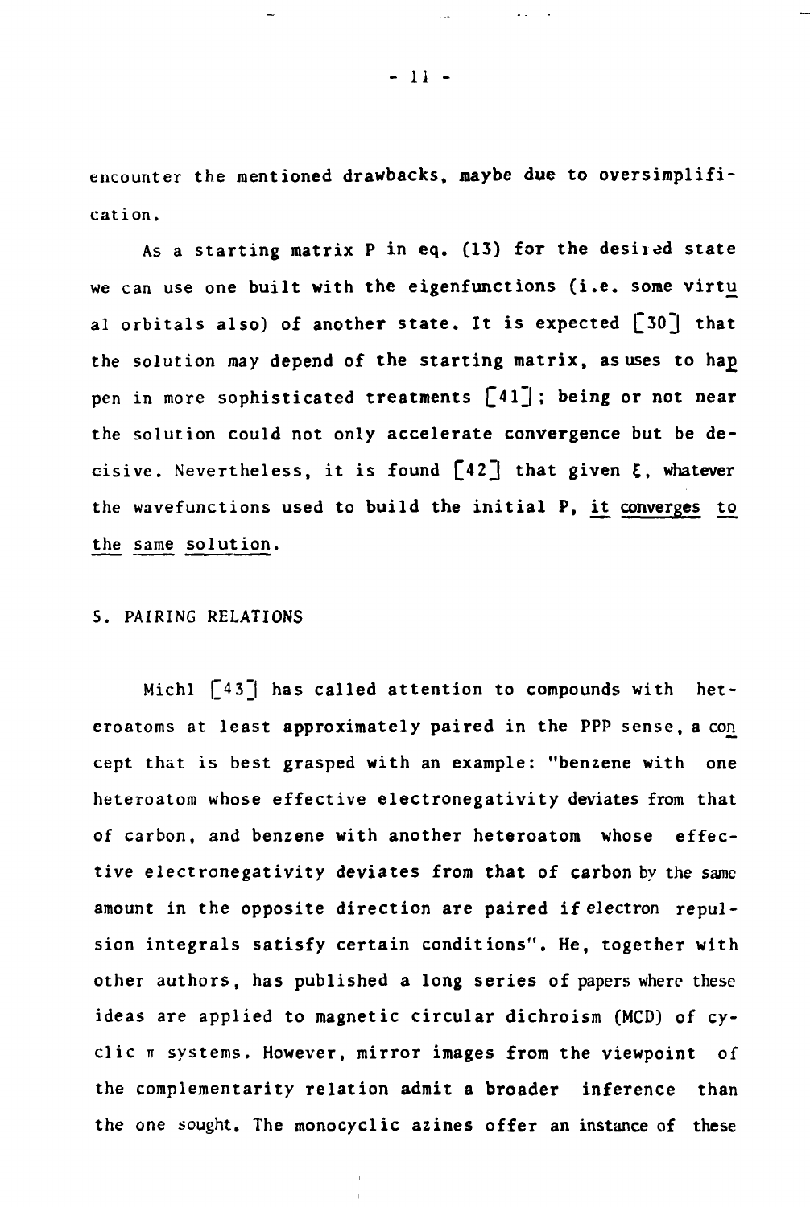encounter the mentioned drawbacks, maybe due to oversimplification.

As a starting matrix P in eq. (13) for the desired state we can use one built with the eigenfunctions (i.e. some virtual orbitals also) of another state. It is expected [30] that the solution may depend of the starting matrix, as uses to happen in more sophisticated treatments [41]; being or not near the solution could not only accelerate convergence but be decisive. Nevertheless, it is found [42] that given $\xi$, whatever the wavefunctions used to build the initial P, <u>it converges to the same solution</u>.

## 5. PAIRING RELATIONS

Michl [43] has called attention to compounds with heteroatoms at least approximately paired in the PPP sense, a concept that is best grasped with an example: "benzene with one heteroatom whose effective electronegativity deviates from that of carbon, and benzene with another heteroatom whose effective electronegativity deviates from that of carbon by the same amount in the opposite direction are paired if electron repulsion integrals satisfy certain conditions". He, together with other authors, has published a long series of papers where these ideas are applied to magnetic circular dichroism (MCD) of cyclic $\pi$ systems. However, mirror images from the viewpoint of the complementarity relation admit a broader inference than the one sought. The monocyclic azines offer an instance of these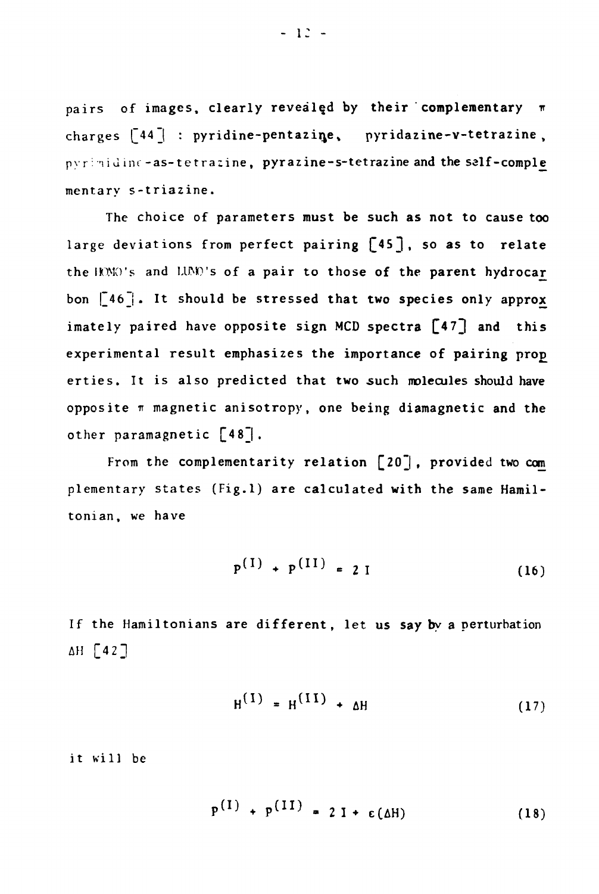pairs of images, clearly revealed by their complementary $\pi$ charges [44] : pyridine-pentazine, pyridazine-v-tetrazine, pyrimidine-as-tetrazine, pyrazine-s-tetrazine and the self-complementary s-triazine.

The choice of parameters must be such as not to cause too large deviations from perfect pairing [45], so as to relate the HOMO's and LUMO's of a pair to those of the parent hydrocarbon [46]. It should be stressed that two species only approximately paired have opposite sign MCD spectra [47] and this experimental result emphasizes the importance of pairing properties. It is also predicted that two such molecules should have opposite $\pi$ magnetic anisotropy, one being diamagnetic and the other paramagnetic [48].

From the complementarity relation [20], provided two complementary states (Fig.1) are calculated with the same Hamiltonian, we have

$$P^{(I)} + P^{(II)} = 2\,I \qquad (16)$$

If the Hamiltonians are different, let us say by a perturbation $\Delta H$ [42]

$$H^{(I)} = H^{(II)} + \Delta H \qquad (17)$$

it will be

$$P^{(I)} + P^{(II)} = 2\,I + \varepsilon(\Delta H) \qquad (18)$$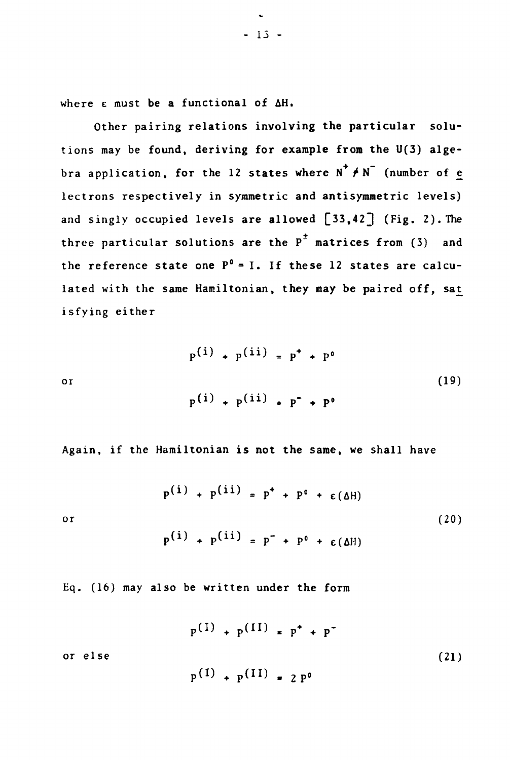where $\varepsilon$ must be a functional of $\Delta H$.

Other pairing relations involving the particular solutions may be found, deriving for example from the U(3) algebra application, for the 12 states where $N^+ \neq N^-$ (number of electrons respectively in symmetric and antisymmetric levels) and singly occupied levels are allowed [33,42] (Fig. 2). The three particular solutions are the $P^{\pm}$ matrices from (3) and the reference state one $P^0 = I$. If these 12 states are calculated with the same Hamiltonian, they may be paired off, satisfying either

$$P^{(i)} + P^{(ii)} = P^+ + P^0$$

or (19)

$$P^{(i)} + P^{(ii)} = P^- + P^0$$

Again, if the Hamiltonian is not the same, we shall have

$$P^{(i)} + P^{(ii)} = P^+ + P^0 + \varepsilon(\Delta H)$$

or (20)

$$P^{(i)} + P^{(ii)} = P^- + P^0 + \varepsilon(\Delta H)$$

Eq. (16) may also be written under the form

$$P^{(I)} + P^{(II)} = P^+ + P^-$$

or else (21)

$$P^{(I)} + P^{(II)} = 2\,P^0$$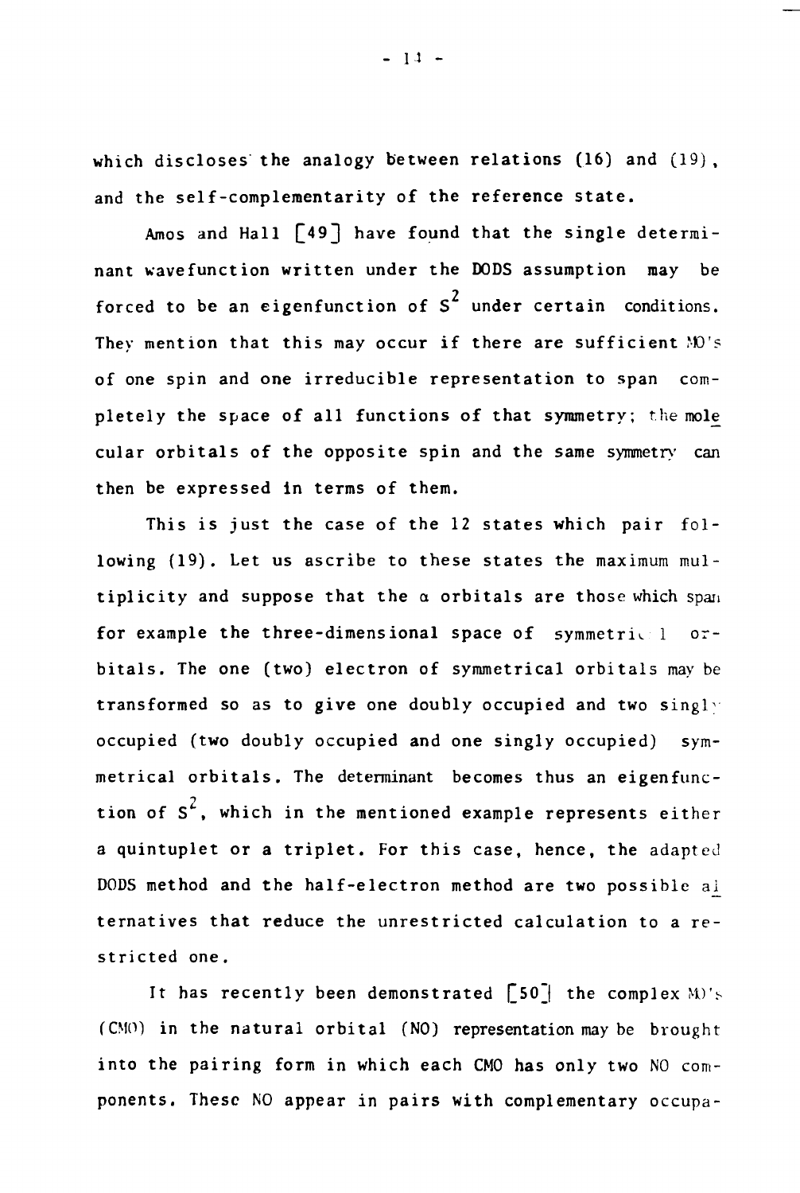which discloses the analogy between relations (16) and (19), and the self-complementarity of the reference state.

Amos and Hall [49] have found that the single determinant wavefunction written under the DODS assumption may be forced to be an eigenfunction of $S^2$ under certain conditions. They mention that this may occur if there are sufficient MO's of one spin and one irreducible representation to span completely the space of all functions of that symmetry; the molecular orbitals of the opposite spin and the same symmetry can then be expressed in terms of them.

This is just the case of the 12 states which pair following (19). Let us ascribe to these states the maximum multiplicity and suppose that the $\alpha$ orbitals are those which span for example the three-dimensional space of symmetrical orbitals. The one (two) electron of symmetrical orbitals may be transformed so as to give one doubly occupied and two singly occupied (two doubly occupied and one singly occupied) symmetrical orbitals. The determinant becomes thus an eigenfunction of $S^2$, which in the mentioned example represents either a quintuplet or a triplet. For this case, hence, the adapted DODS method and the half-electron method are two possible alternatives that reduce the unrestricted calculation to a restricted one.

It has recently been demonstrated [50] the complex MO's (CMO) in the natural orbital (NO) representation may be brought into the pairing form in which each CMO has only two NO components. These NO appear in pairs with complementary occupa-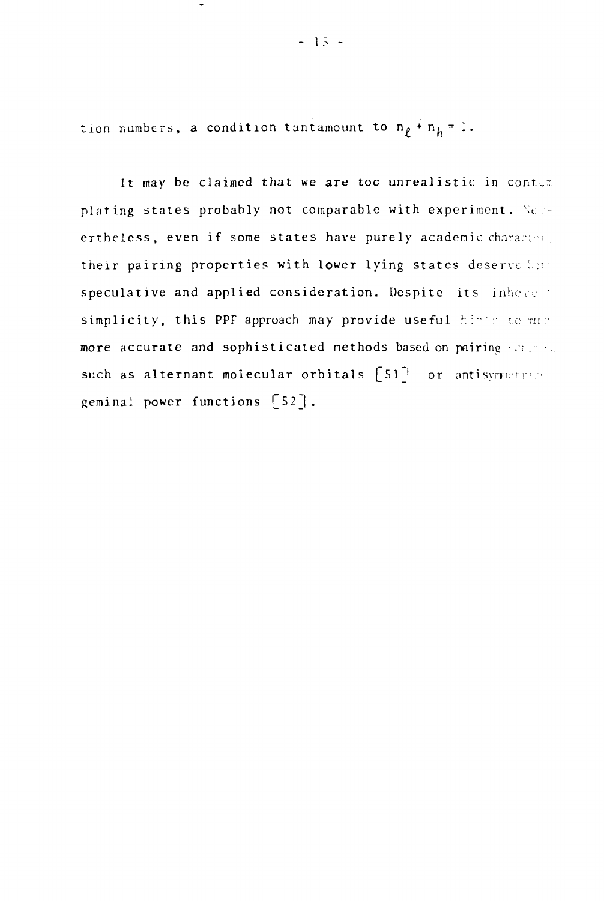tion numbers, a condition tantamount to $n_\ell + n_h = 1$.

It may be claimed that we are too unrealistic in contemplating states probably not comparable with experiment. Nevertheless, even if some states have purely academic character, their pairing properties with lower lying states deserve both speculative and applied consideration. Despite its inherent simplicity, this PPF approach may provide useful hints to much more accurate and sophisticated methods based on pairing schemes, such as alternant molecular orbitals [51] or antisymmetrized geminal power functions [52].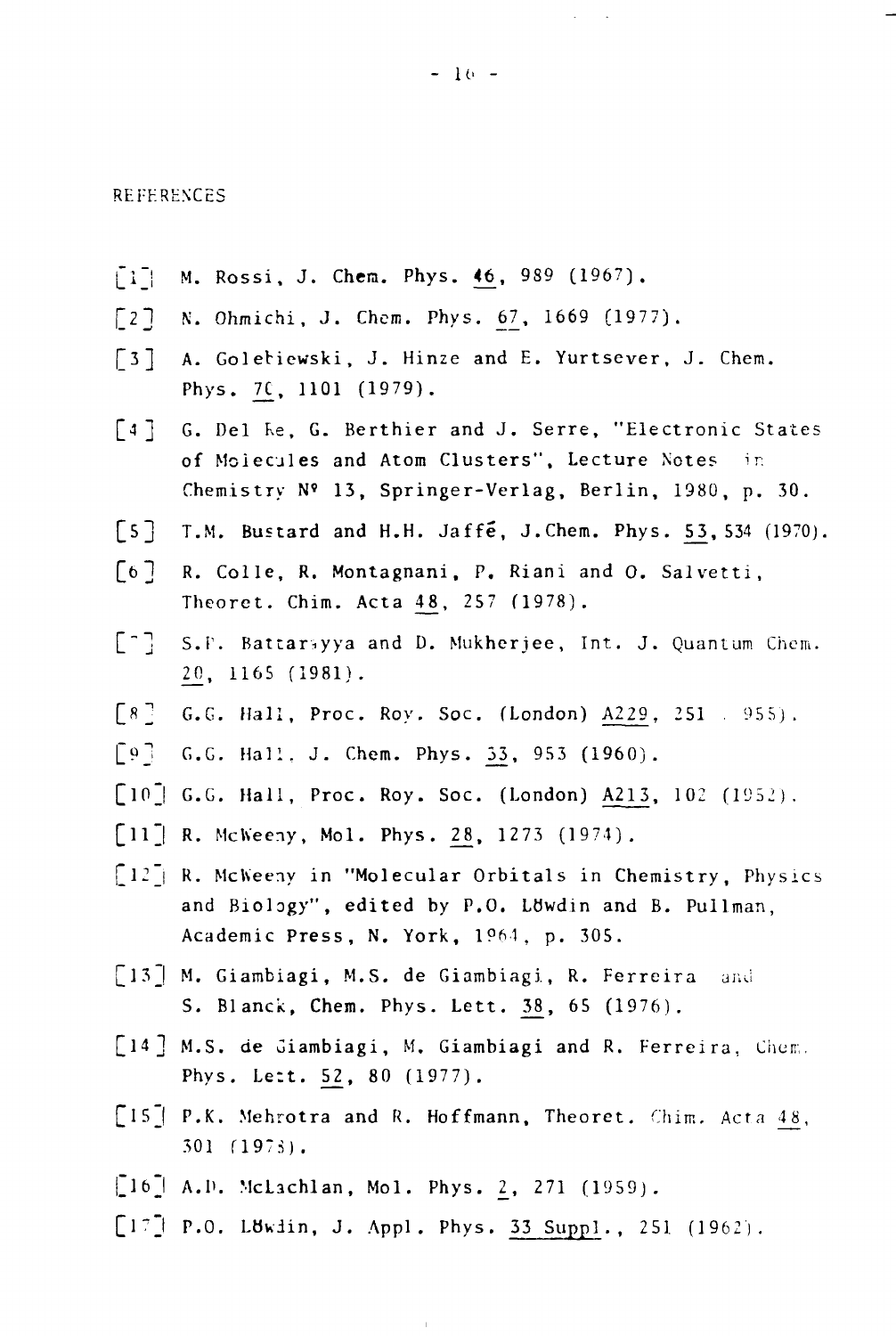REFERENCES

[1] M. Rossi, J. Chem. Phys. 46, 989 (1967).

[2] N. Ohmichi, J. Chem. Phys. 67, 1669 (1977).

[3] A. Golebiewski, J. Hinze and E. Yurtsever, J. Chem. Phys. 70, 1101 (1979).

[4] G. Del Re, G. Berthier and J. Serre, "Electronic States of Molecules and Atom Clusters", Lecture Notes in Chemistry Nº 13, Springer-Verlag, Berlin, 1980, p. 30.

[5] T.M. Bustard and H.H. Jaffé, J.Chem. Phys. 53, 534 (1970).

[6] R. Colle, R. Montagnani, P. Riani and O. Salvetti, Theoret. Chim. Acta 48, 257 (1978).

[7] S.P. Battaryya and D. Mukherjee, Int. J. Quantum Chem. 20, 1165 (1981).

[8] G.G. Hall, Proc. Roy. Soc. (London) A229, 251 (1955).

[9] G.G. Hall, J. Chem. Phys. 33, 953 (1960).

[10] G.G. Hall, Proc. Roy. Soc. (London) A213, 102 (1952).

[11] R. McWeeny, Mol. Phys. 28, 1273 (1974).

[12] R. McWeeny in "Molecular Orbitals in Chemistry, Physics and Biology", edited by P.O. Löwdin and B. Pullman, Academic Press, N. York, 1964, p. 305.

[13] M. Giambiagi, M.S. de Giambiagi, R. Ferreira and S. Blanck, Chem. Phys. Lett. 38, 65 (1976).

[14] M.S. de Giambiagi, M. Giambiagi and R. Ferreira, Chem. Phys. Lett. 52, 80 (1977).

[15] P.K. Mehrotra and R. Hoffmann, Theoret. Chim. Acta 48, 301 (1978).

[16] A.D. McLachlan, Mol. Phys. 2, 271 (1959).

[17] P.O. Löwdin, J. Appl. Phys. 33 Suppl., 251 (1962).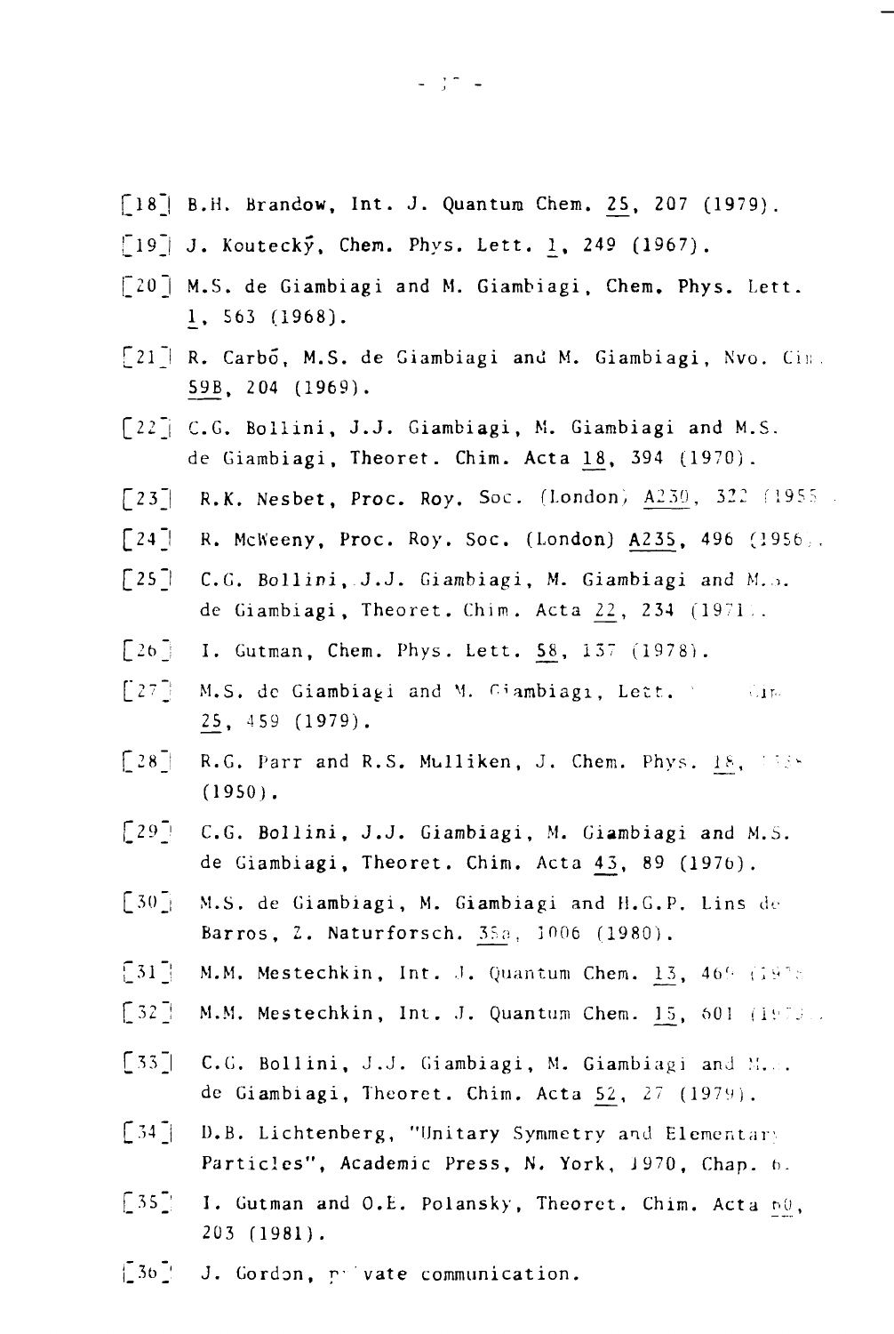[18] B.H. Brandow, Int. J. Quantum Chem. 25, 207 (1979).

[19] J. Koutecký, Chem. Phys. Lett. 1, 249 (1967).

[20] M.S. de Giambiagi and M. Giambiagi, Chem. Phys. Lett. 1, 563 (1968).

[21] R. Carbó, M.S. de Giambiagi and M. Giambiagi, Nvo. Cim. 59B, 204 (1969).

[22] C.G. Bollini, J.J. Giambiagi, M. Giambiagi and M.S. de Giambiagi, Theoret. Chim. Acta 18, 394 (1970).

[23] R.K. Nesbet, Proc. Roy. Soc. (London) A230, 322 (1955).

[24] R. McWeeny, Proc. Roy. Soc. (London) A235, 496 (1956).

[25] C.G. Bollini, J.J. Giambiagi, M. Giambiagi and M.S. de Giambiagi, Theoret. Chim. Acta 22, 234 (1971).

[26] I. Gutman, Chem. Phys. Lett. 58, 137 (1978).

[27] M.S. de Giambiagi and M. Giambiagi, Lett. Nvo. Cim. 25, 459 (1979).

[28] R.G. Parr and R.S. Mulliken, J. Chem. Phys. 18, 1338 (1950).

[29] C.G. Bollini, J.J. Giambiagi, M. Giambiagi and M.S. de Giambiagi, Theoret. Chim. Acta 43, 89 (1976).

[30] M.S. de Giambiagi, M. Giambiagi and H.G.P. Lins de Barros, Z. Naturforsch. 35a, 1006 (1980).

[31] M.M. Mestechkin, Int. J. Quantum Chem. 13, 469 (1978).

[32] M.M. Mestechkin, Int. J. Quantum Chem. 15, 601 (1979).

[33] C.G. Bollini, J.J. Giambiagi, M. Giambiagi and M.S. de Giambiagi, Theoret. Chim. Acta 52, 27 (1979).

[34] D.B. Lichtenberg, "Unitary Symmetry and Elementary Particles", Academic Press, N. York, 1970, Chap. 6.

[35] I. Gutman and O.E. Polansky, Theoret. Chim. Acta 60, 203 (1981).

[36] J. Gordon, private communication.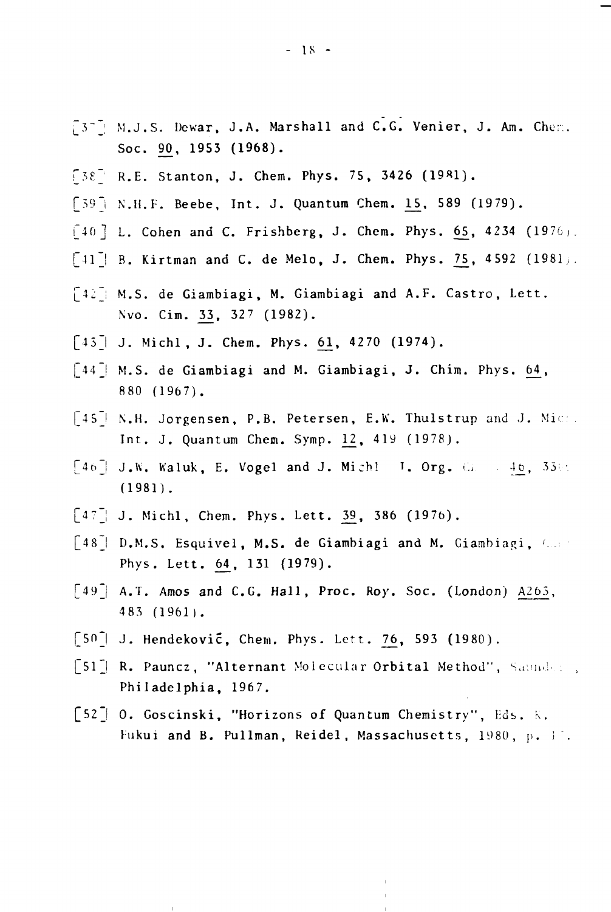[37] M.J.S. Dewar, J.A. Marshall and C.G. Venier, J. Am. Chem. Soc. 90, 1953 (1968).

[38] R.E. Stanton, J. Chem. Phys. 75, 3426 (1981).

[39] N.H.F. Beebe, Int. J. Quantum Chem. 15, 589 (1979).

[40] L. Cohen and C. Frishberg, J. Chem. Phys. 65, 4234 (1976).

[41] B. Kirtman and C. de Melo, J. Chem. Phys. 75, 4592 (1981).

[42] M.S. de Giambiagi, M. Giambiagi and A.F. Castro, Lett. Nvo. Cim. 33, 327 (1982).

[43] J. Michl, J. Chem. Phys. 61, 4270 (1974).

[44] M.S. de Giambiagi and M. Giambiagi, J. Chim. Phys. 64, 880 (1967).

[45] N.H. Jorgensen, P.B. Petersen, E.W. Thulstrup and J. Michl, Int. J. Quantum Chem. Symp. 12, 419 (1978).

[46] J.W. Waluk, E. Vogel and J. Michl J. Org. Ch. 46, 35 (1981).

[47] J. Michl, Chem. Phys. Lett. 39, 386 (1976).

[48] D.M.S. Esquivel, M.S. de Giambiagi and M. Giambiagi, Chem. Phys. Lett. 64, 131 (1979).

[49] A.T. Amos and C.G. Hall, Proc. Roy. Soc. (London) A263, 483 (1961).

[50] J. Hendeković, Chem. Phys. Lett. 76, 593 (1980).

[51] R. Pauncz, "Alternant Molecular Orbital Method", Saunders, Philadelphia, 1967.

[52] O. Goscinski, "Horizons of Quantum Chemistry", Eds. K. Fukui and B. Pullman, Reidel, Massachusetts, 1980, p. 17.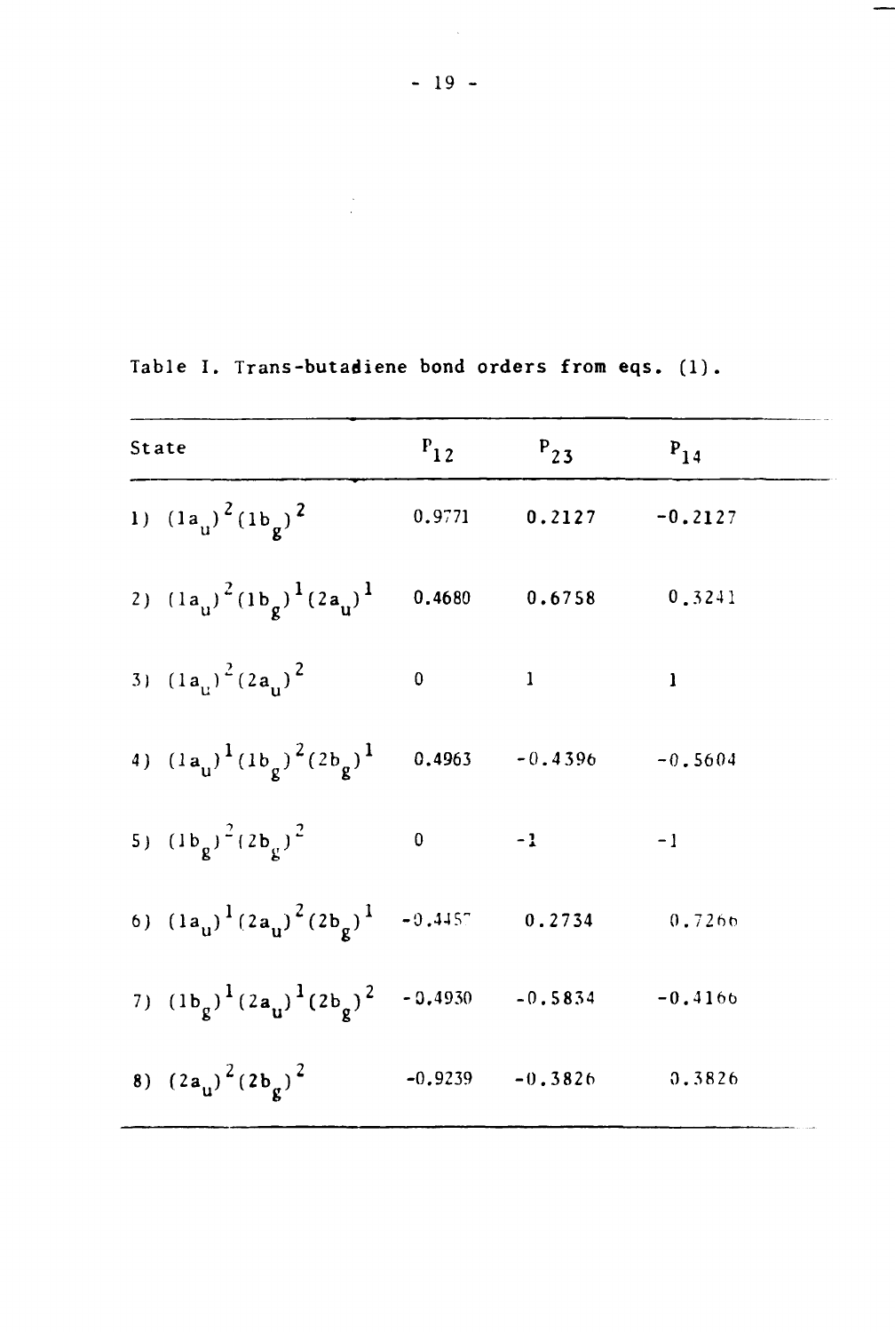Table I. Trans-butadiene bond orders from eqs. (1).

| State | $P_{12}$ | $P_{23}$ | $P_{14}$ |
|---|---|---|---|
| 1) $(1a_u)^2(1b_g)^2$ | 0.9771 | 0.2127 | -0.2127 |
| 2) $(1a_u)^2(1b_g)^1(2a_u)^1$ | 0.4680 | 0.6758 | 0.3241 |
| 3) $(1a_u)^2(2a_u)^2$ | 0 | 1 | 1 |
| 4) $(1a_u)^1(1b_g)^2(2b_g)^1$ | 0.4963 | -0.4396 | -0.5604 |
| 5) $(1b_g)^2(2b_g)^2$ | 0 | -1 | -1 |
| 6) $(1a_u)^1(2a_u)^2(2b_g)^1$ | -0.4457 | 0.2734 | 0.7266 |
| 7) $(1b_g)^1(2a_u)^1(2b_g)^2$ | -0.4930 | -0.5834 | -0.4166 |
| 8) $(2a_u)^2(2b_g)^2$ | -0.9239 | -0.3826 | 0.3826 |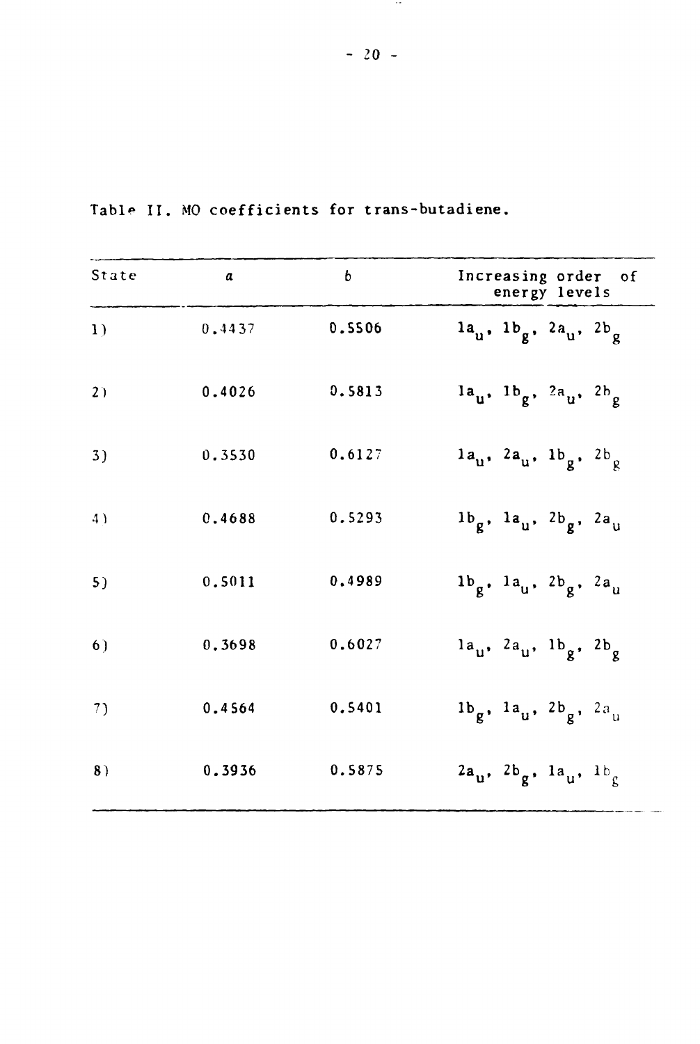Table II. MO coefficients for trans-butadiene.

| State | $a$ | $b$ | Increasing order of energy levels |
|---|---|---|---|
| 1) | 0.4437 | 0.5506 | $1a_u$, $1b_g$, $2a_u$, $2b_g$ |
| 2) | 0.4026 | 0.5813 | $1a_u$, $1b_g$, $2a_u$, $2b_g$ |
| 3) | 0.3530 | 0.6127 | $1a_u$, $2a_u$, $1b_g$, $2b_g$ |
| 4) | 0.4688 | 0.5293 | $1b_g$, $1a_u$, $2b_g$, $2a_u$ |
| 5) | 0.5011 | 0.4989 | $1b_g$, $1a_u$, $2b_g$, $2a_u$ |
| 6) | 0.3698 | 0.6027 | $1a_u$, $2a_u$, $1b_g$, $2b_g$ |
| 7) | 0.4564 | 0.5401 | $1b_g$, $1a_u$, $2b_g$, $2a_u$ |
| 8) | 0.3936 | 0.5875 | $2a_u$, $2b_g$, $1a_u$, $1b_g$ |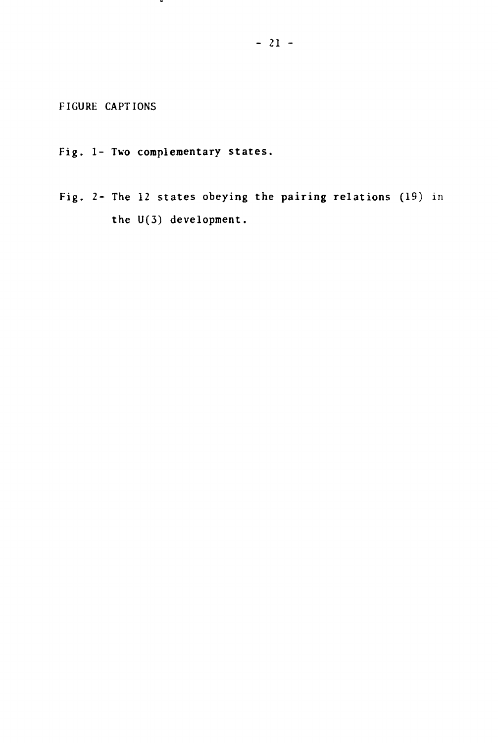# FIGURE CAPTIONS

Fig. 1- Two complementary states.

Fig. 2- The 12 states obeying the pairing relations (19) in the U(3) development.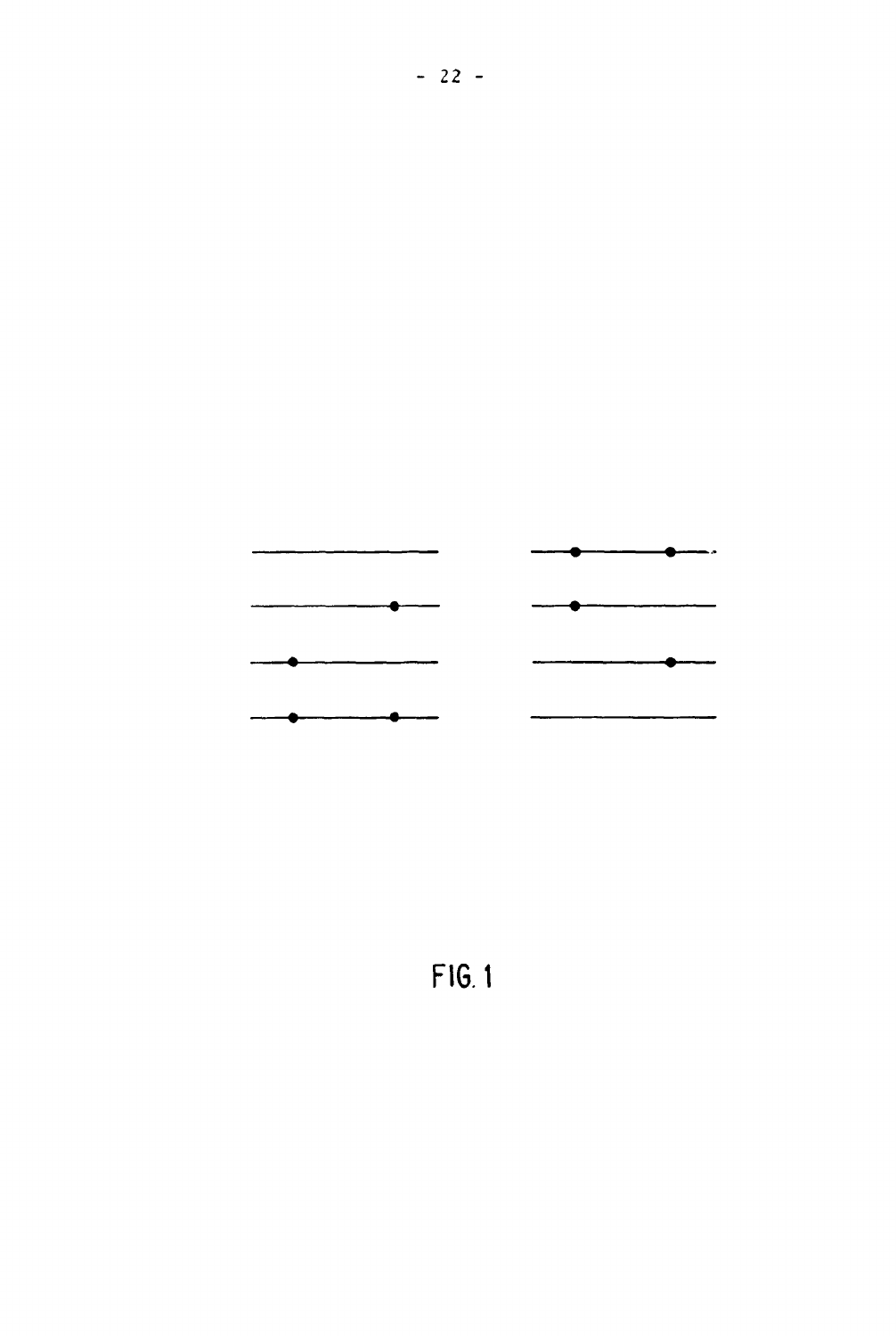FIG. 1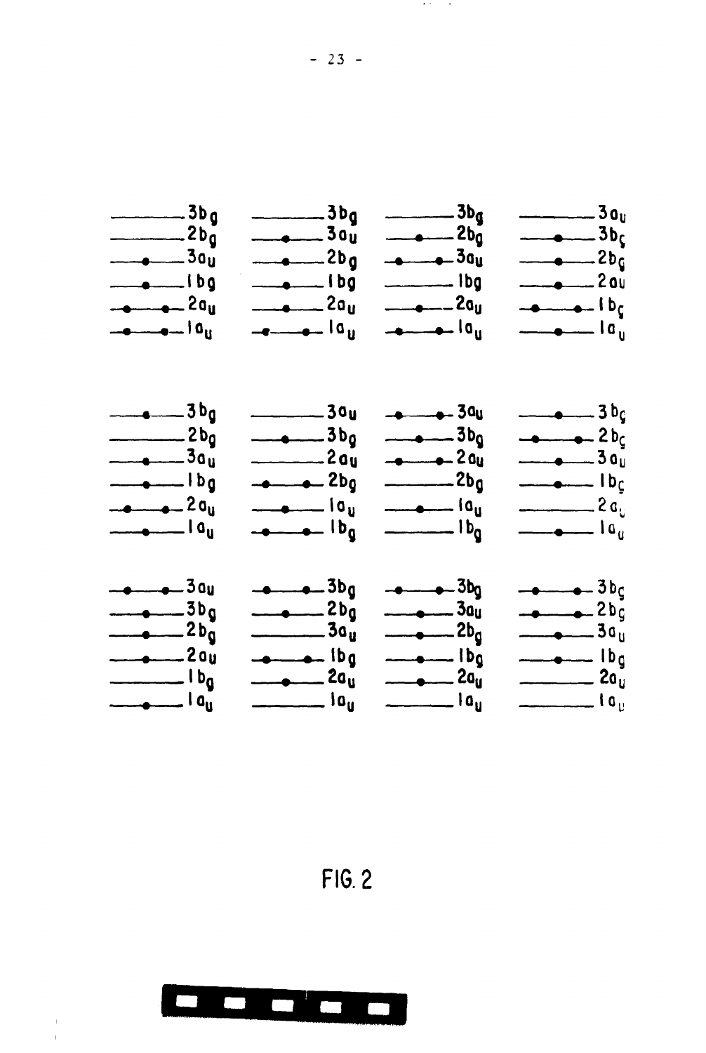FIG. 2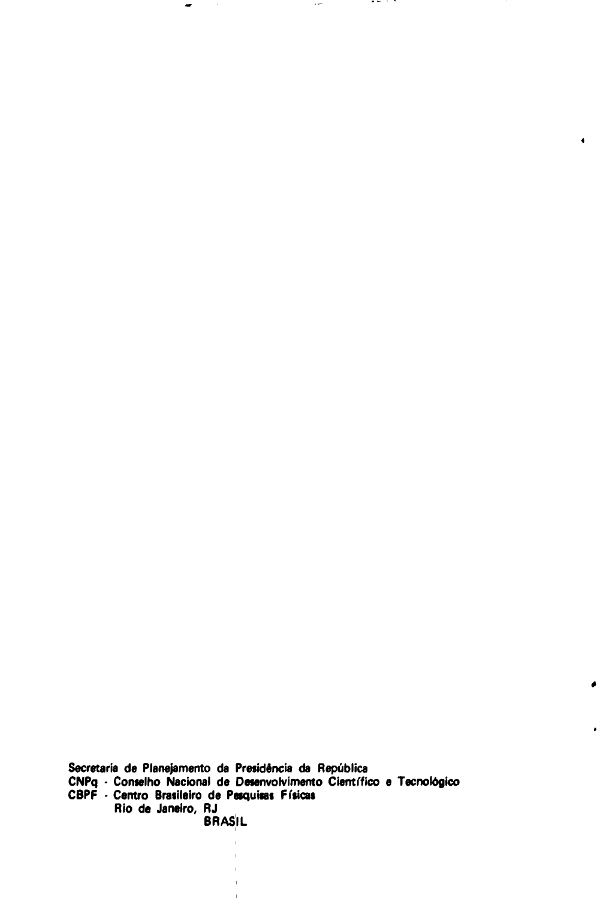Secretaria de Planejamento da Presidência da República
CNPq - Conselho Nacional de Desenvolvimento Científico e Tecnológico
CBPF - Centro Brasileiro de Pesquisas Físicas
Rio de Janeiro, RJ
BRASIL